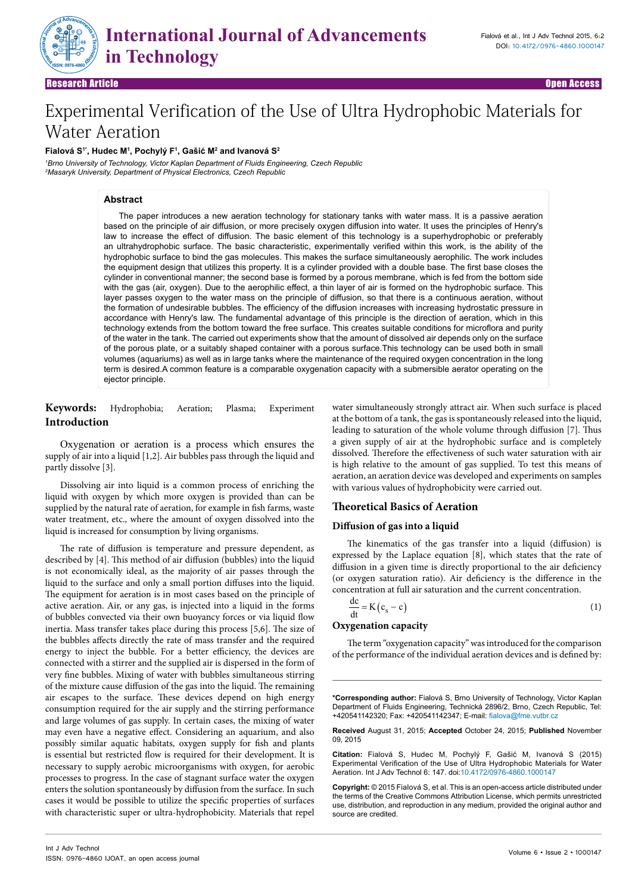Research Article | Open Access

# Experimental Verification of the Use of Ultra Hydrophobic Materials for Water Aeration

**Fialová S[1*], Hudec M[1], Pochylý F[1], Gašić M[2] and Ivanová S[2]**

[1]*Brno University of Technology, Victor Kaplan Department of Fluids Engineering, Czech Republic*
[2]*Masaryk University, Department of Physical Electronics, Czech Republic*

## Abstract

The paper introduces a new aeration technology for stationary tanks with water mass. It is a passive aeration based on the principle of air diffusion, or more precisely oxygen diffusion into water. It uses the principles of Henry's law to increase the effect of diffusion. The basic element of this technology is a superhydrophobic or preferably an ultrahydrophobic surface. The basic characteristic, experimentally verified within this work, is the ability of the hydrophobic surface to bind the gas molecules. This makes the surface simultaneously aerophilic. The work includes the equipment design that utilizes this property. It is a cylinder provided with a double base. The first base closes the cylinder in conventional manner; the second base is formed by a porous membrane, which is fed from the bottom side with the gas (air, oxygen). Due to the aerophilic effect, a thin layer of air is formed on the hydrophobic surface. This layer passes oxygen to the water mass on the principle of diffusion, so that there is a continuous aeration, without the formation of undesirable bubbles. The efficiency of the diffusion increases with increasing hydrostatic pressure in accordance with Henry's law. The fundamental advantage of this principle is the direction of aeration, which in this technology extends from the bottom toward the free surface. This creates suitable conditions for microflora and purity of the water in the tank. The carried out experiments show that the amount of dissolved air depends only on the surface of the porous plate, or a suitably shaped container with a porous surface.This technology can be used both in small volumes (aquariums) as well as in large tanks where the maintenance of the required oxygen concentration in the long term is desired.A common feature is a comparable oxygenation capacity with a submersible aerator operating on the ejector principle.

**Keywords:** Hydrophobia; Aeration; Plasma; Experiment

## Introduction

Oxygenation or aeration is a process which ensures the supply of air into a liquid [1,2]. Air bubbles pass through the liquid and partly dissolve [3].

Dissolving air into liquid is a common process of enriching the liquid with oxygen by which more oxygen is provided than can be supplied by the natural rate of aeration, for example in fish farms, waste water treatment, etc., where the amount of oxygen dissolved into the liquid is increased for consumption by living organisms.

The rate of diffusion is temperature and pressure dependent, as described by [4]. This method of air diffusion (bubbles) into the liquid is not economically ideal, as the majority of air passes through the liquid to the surface and only a small portion diffuses into the liquid. The equipment for aeration is in most cases based on the principle of active aeration. Air, or any gas, is injected into a liquid in the forms of bubbles convected via their own buoyancy forces or via liquid flow inertia. Mass transfer takes place during this process [5,6]. The size of the bubbles affects directly the rate of mass transfer and the required energy to inject the bubble. For a better efficiency, the devices are connected with a stirrer and the supplied air is dispersed in the form of very fine bubbles. Mixing of water with bubbles simultaneous stirring of the mixture cause diffusion of the gas into the liquid. The remaining air escapes to the surface. These devices depend on high energy consumption required for the air supply and the stirring performance and large volumes of gas supply. In certain cases, the mixing of water may even have a negative effect. Considering an aquarium, and also possibly similar aquatic habitats, oxygen supply for fish and plants is essential but restricted flow is required for their development. It is necessary to supply aerobic microorganisms with oxygen, for aerobic processes to progress. In the case of stagnant surface water the oxygen enters the solution spontaneously by diffusion from the surface. In such cases it would be possible to utilize the specific properties of surfaces with characteristic super or ultra-hydrophobicity. Materials that repel water simultaneously strongly attract air. When such surface is placed at the bottom of a tank, the gas is spontaneously released into the liquid, leading to saturation of the whole volume through diffusion [7]. Thus a given supply of air at the hydrophobic surface and is completely dissolved. Therefore the effectiveness of such water saturation with air is high relative to the amount of gas supplied. To test this means of aeration, an aeration device was developed and experiments on samples with various values of hydrophobicity were carried out.

## Theoretical Basics of Aeration

### Diffusion of gas into a liquid

The kinematics of the gas transfer into a liquid (diffusion) is expressed by the Laplace equation [8], which states that the rate of diffusion in a given time is directly proportional to the air deficiency (or oxygen saturation ratio). Air deficiency is the difference in the concentration at full air saturation and the current concentration.

$$\frac{dc}{dt} = K\left(c_s - c\right) \tag{1}$$

### Oxygenation capacity

The term "oxygenation capacity" was introduced for the comparison of the performance of the individual aeration devices and is defined by:

---

**\*Corresponding author:** Fialová S, Brno University of Technology, Victor Kaplan Department of Fluids Engineering, Technická 2896/2, Brno, Czech Republic, Tel: +420541142320; Fax: +420541142347; E-mail: fialova@fme.vutbr.cz

**Received** August 31, 2015; **Accepted** October 24, 2015; **Published** November 09, 2015

**Citation:** Fialová S, Hudec M, Pochylý F, Gašić M, Ivanová S (2015) Experimental Verification of the Use of Ultra Hydrophobic Materials for Water Aeration. Int J Adv Technol 6: 147. doi:10.4172/0976-4860.1000147

**Copyright:** © 2015 Fialová S, et al. This is an open-access article distributed under the terms of the Creative Commons Attribution License, which permits unrestricted use, distribution, and reproduction in any medium, provided the original author and source are credited.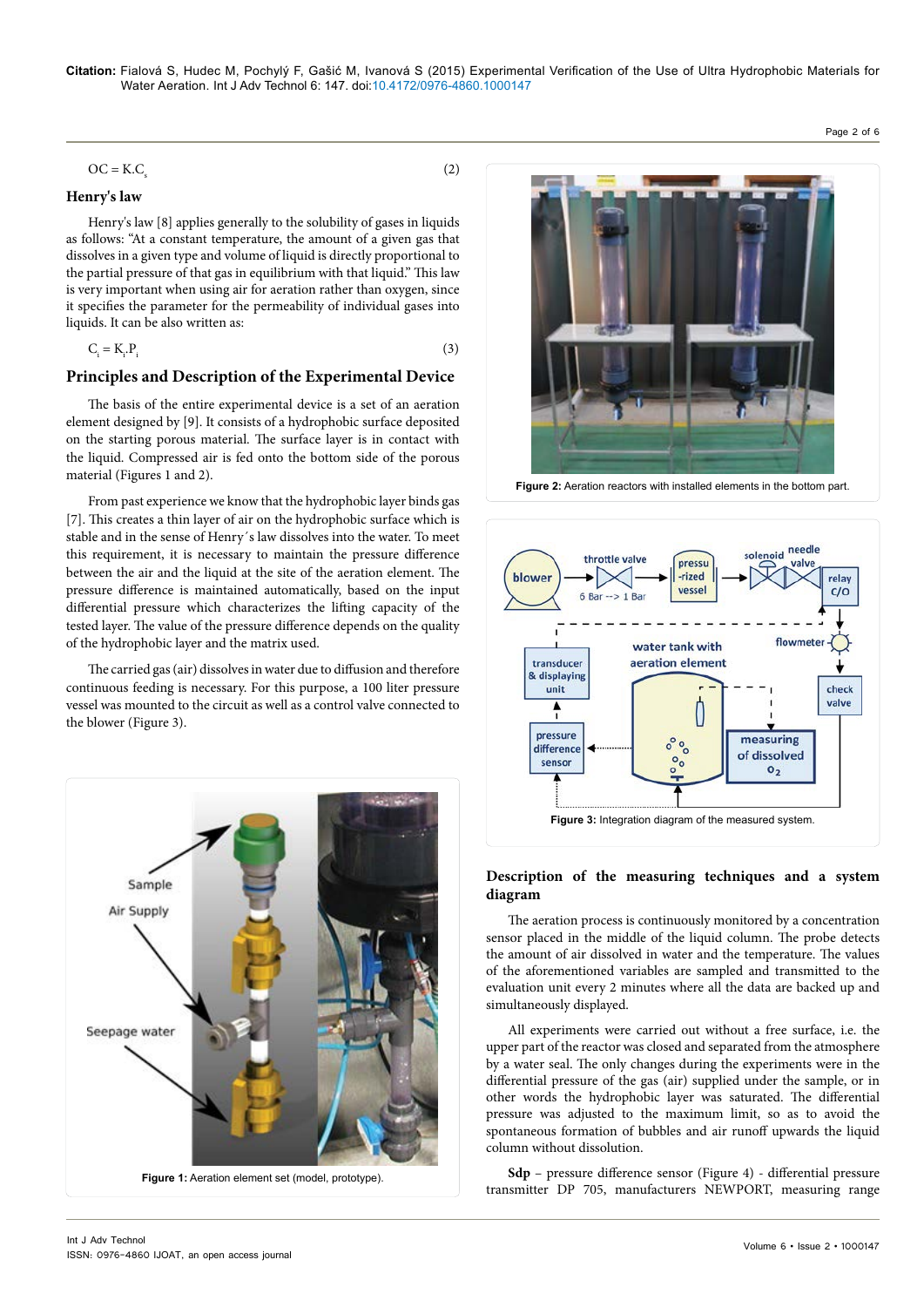$$OC = K.C_s \quad (2)$$

## Henry's law

Henry's law [8] applies generally to the solubility of gases in liquids as follows: "At a constant temperature, the amount of a given gas that dissolves in a given type and volume of liquid is directly proportional to the partial pressure of that gas in equilibrium with that liquid." This law is very important when using air for aeration rather than oxygen, since it specifies the parameter for the permeability of individual gases into liquids. It can be also written as:

$$C_i = K_i.P_i \quad (3)$$

## Principles and Description of the Experimental Device

The basis of the entire experimental device is a set of an aeration element designed by [9]. It consists of a hydrophobic surface deposited on the starting porous material. The surface layer is in contact with the liquid. Compressed air is fed onto the bottom side of the porous material (Figures 1 and 2).

From past experience we know that the hydrophobic layer binds gas [7]. This creates a thin layer of air on the hydrophobic surface which is stable and in the sense of Henry´s law dissolves into the water. To meet this requirement, it is necessary to maintain the pressure difference between the air and the liquid at the site of the aeration element. The pressure difference is maintained automatically, based on the input differential pressure which characterizes the lifting capacity of the tested layer. The value of the pressure difference depends on the quality of the hydrophobic layer and the matrix used.

The carried gas (air) dissolves in water due to diffusion and therefore continuous feeding is necessary. For this purpose, a 100 liter pressure vessel was mounted to the circuit as well as a control valve connected to the blower (Figure 3).

**Figure 1:** Aeration element set (model, prototype).

**Figure 2:** Aeration reactors with installed elements in the bottom part.

**Figure 3:** Integration diagram of the measured system.

### Description of the measuring techniques and a system diagram

The aeration process is continuously monitored by a concentration sensor placed in the middle of the liquid column. The probe detects the amount of air dissolved in water and the temperature. The values of the aforementioned variables are sampled and transmitted to the evaluation unit every 2 minutes where all the data are backed up and simultaneously displayed.

All experiments were carried out without a free surface, i.e. the upper part of the reactor was closed and separated from the atmosphere by a water seal. The only changes during the experiments were in the differential pressure of the gas (air) supplied under the sample, or in other words the hydrophobic layer was saturated. The differential pressure was adjusted to the maximum limit, so as to avoid the spontaneous formation of bubbles and air runoff upwards the liquid column without dissolution.

**Sdp** – pressure difference sensor (Figure 4) - differential pressure transmitter DP 705, manufacturers NEWPORT, measuring range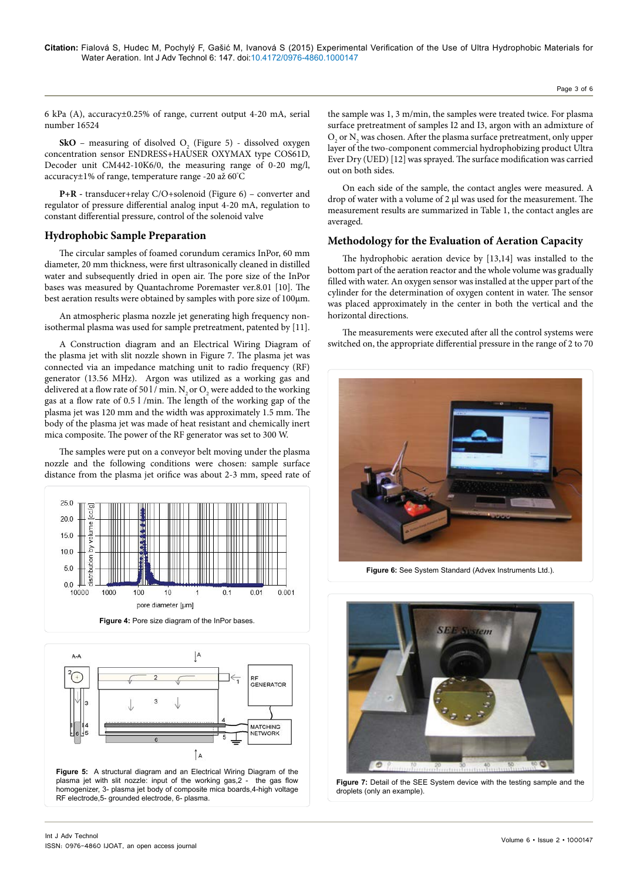6 kPa (A), accuracy±0.25% of range, current output 4-20 mA, serial number 16524

**SkO** – measuring of dissolved $O_2$ (Figure 5) - dissolved oxygen concentration sensor ENDRESS+HAUSER OXYMAX type COS61D, Decoder unit CM442-10K6/0, the measuring range of 0-20 mg/l, accuracy±1% of range, temperature range -20 až 60°C

**P+R** - transducer+relay C/O+solenoid (Figure 6) – converter and regulator of pressure differential analog input 4-20 mA, regulation to constant differential pressure, control of the solenoid valve

## Hydrophobic Sample Preparation

The circular samples of foamed corundum ceramics InPor, 60 mm diameter, 20 mm thickness, were first ultrasonically cleaned in distilled water and subsequently dried in open air. The pore size of the InPor bases was measured by Quantachrome Poremaster ver.8.01 [10]. The best aeration results were obtained by samples with pore size of 100μm.

An atmospheric plasma nozzle jet generating high frequency non-isothermal plasma was used for sample pretreatment, patented by [11].

A Construction diagram and an Electrical Wiring Diagram of the plasma jet with slit nozzle shown in Figure 7. The plasma jet was connected via an impedance matching unit to radio frequency (RF) generator (13.56 MHz). Argon was utilized as a working gas and delivered at a flow rate of 50 l / min. $N_2$ or $O_2$ were added to the working gas at a flow rate of 0.5 l /min. The length of the working gap of the plasma jet was 120 mm and the width was approximately 1.5 mm. The body of the plasma jet was made of heat resistant and chemically inert mica composite. The power of the RF generator was set to 300 W.

The samples were put on a conveyor belt moving under the plasma nozzle and the following conditions were chosen: sample surface distance from the plasma jet orifice was about 2-3 mm, speed rate of the sample was 1, 3 m/min, the samples were treated twice. For plasma surface pretreatment of samples I2 and I3, argon with an admixture of $O_2$ or $N_2$ was chosen. After the plasma surface pretreatment, only upper layer of the two-component commercial hydrophobizing product Ultra Ever Dry (UED) [12] was sprayed. The surface modification was carried out on both sides.

On each side of the sample, the contact angles were measured. A drop of water with a volume of 2 μl was used for the measurement. The measurement results are summarized in Table 1, the contact angles are averaged.

**Figure 4:** Pore size diagram of the InPor bases.

**Figure 5:** A structural diagram and an Electrical Wiring Diagram of the plasma jet with slit nozzle: input of the working gas,2 - the gas flow homogenizer, 3- plasma jet body of composite mica boards,4-high voltage RF electrode,5- grounded electrode, 6- plasma.

## Methodology for the Evaluation of Aeration Capacity

The hydrophobic aeration device by [13,14] was installed to the bottom part of the aeration reactor and the whole volume was gradually filled with water. An oxygen sensor was installed at the upper part of the cylinder for the determination of oxygen content in water. The sensor was placed approximately in the center in both the vertical and the horizontal directions.

The measurements were executed after all the control systems were switched on, the appropriate differential pressure in the range of 2 to 70

**Figure 6:** See System Standard (Advex Instruments Ltd.).

**Figure 7:** Detail of the SEE System device with the testing sample and the droplets (only an example).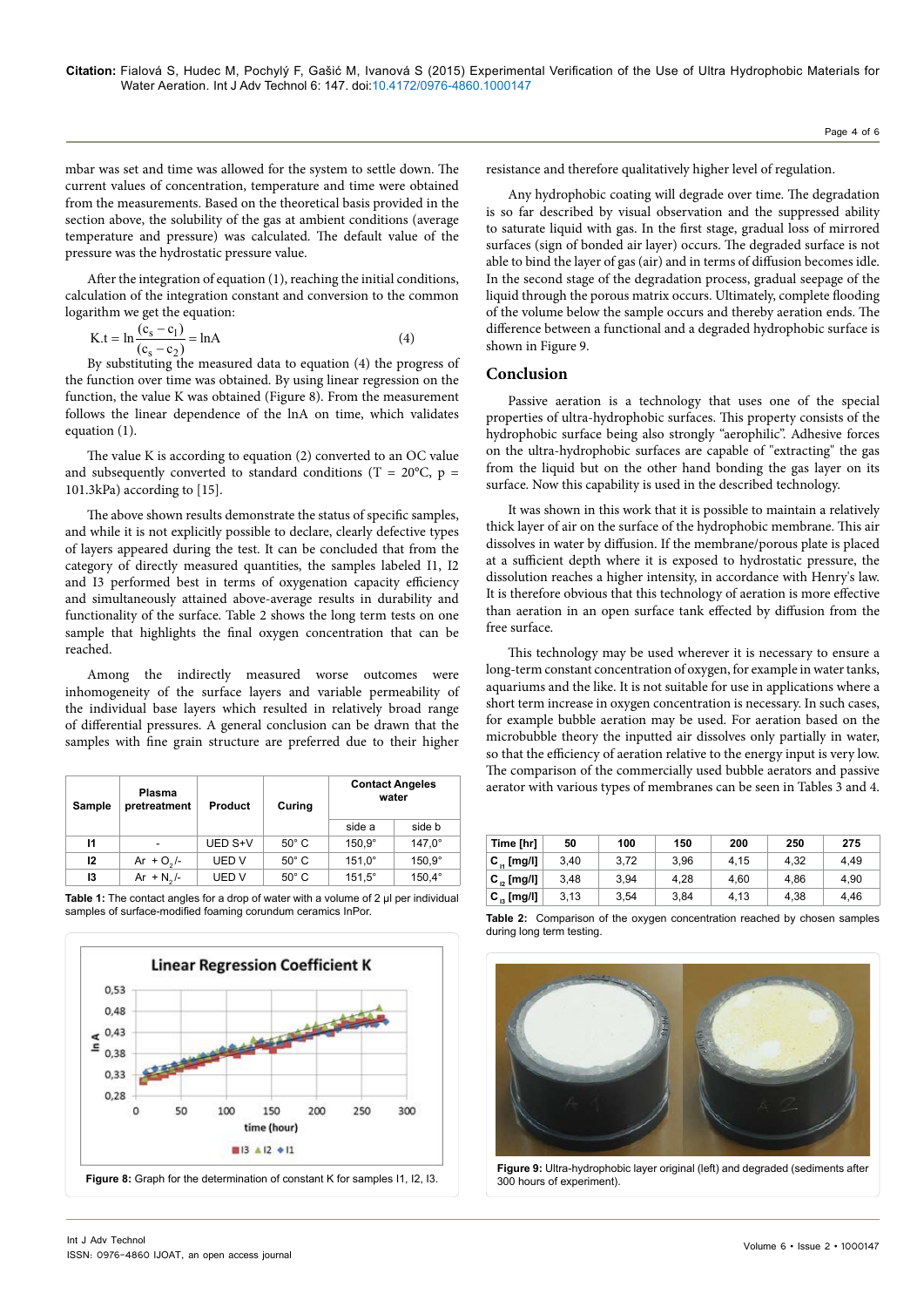mbar was set and time was allowed for the system to settle down. The current values of concentration, temperature and time were obtained from the measurements. Based on the theoretical basis provided in the section above, the solubility of the gas at ambient conditions (average temperature and pressure) was calculated. The default value of the pressure was the hydrostatic pressure value.

After the integration of equation (1), reaching the initial conditions, calculation of the integration constant and conversion to the common logarithm we get the equation:

$$K.t = \ln\frac{(c_s - c_1)}{(c_s - c_2)} = \ln A \qquad (4)$$

By substituting the measured data to equation (4) the progress of the function over time was obtained. By using linear regression on the function, the value K was obtained (Figure 8). From the measurement follows the linear dependence of the lnA on time, which validates equation (1).

The value K is according to equation (2) converted to an OC value and subsequently converted to standard conditions (T = 20°C, p = 101.3kPa) according to [15].

The above shown results demonstrate the status of specific samples, and while it is not explicitly possible to declare, clearly defective types of layers appeared during the test. It can be concluded that from the category of directly measured quantities, the samples labeled I1, I2 and I3 performed best in terms of oxygenation capacity efficiency and simultaneously attained above-average results in durability and functionality of the surface. Table 2 shows the long term tests on one sample that highlights the final oxygen concentration that can be reached.

Among the indirectly measured worse outcomes were inhomogeneity of the surface layers and variable permeability of the individual base layers which resulted in relatively broad range of differential pressures. A general conclusion can be drawn that the samples with fine grain structure are preferred due to their higher resistance and therefore qualitatively higher level of regulation.

| Sample | Plasma pretreatment | Product | Curing | Contact Angeles water | |
|---|---|---|---|---|---|
| | | | | side a | side b |
| I1 | - | UED S+V | 50° C | 150,9° | 147,0° |
| I2 | Ar + $O_2$/- | UED V | 50° C | 151,0° | 150,9° |
| I3 | Ar + $N_2$/- | UED V | 50° C | 151,5° | 150,4° |

**Table 1:** The contact angles for a drop of water with a volume of 2 μl per individual samples of surface-modified foaming corundum ceramics InPor.

**Figure 8:** Graph for the determination of constant K for samples I1, I2, I3.

Any hydrophobic coating will degrade over time. The degradation is so far described by visual observation and the suppressed ability to saturate liquid with gas. In the first stage, gradual loss of mirrored surfaces (sign of bonded air layer) occurs. The degraded surface is not able to bind the layer of gas (air) and in terms of diffusion becomes idle. In the second stage of the degradation process, gradual seepage of the liquid through the porous matrix occurs. Ultimately, complete flooding of the volume below the sample occurs and thereby aeration ends. The difference between a functional and a degraded hydrophobic surface is shown in Figure 9.

## Conclusion

Passive aeration is a technology that uses one of the special properties of ultra-hydrophobic surfaces. This property consists of the hydrophobic surface being also strongly "aerophilic". Adhesive forces on the ultra-hydrophobic surfaces are capable of "extracting" the gas from the liquid but on the other hand bonding the gas layer on its surface. Now this capability is used in the described technology.

It was shown in this work that it is possible to maintain a relatively thick layer of air on the surface of the hydrophobic membrane. This air dissolves in water by diffusion. If the membrane/porous plate is placed at a sufficient depth where it is exposed to hydrostatic pressure, the dissolution reaches a higher intensity, in accordance with Henry's law. It is therefore obvious that this technology of aeration is more effective than aeration in an open surface tank effected by diffusion from the free surface.

This technology may be used wherever it is necessary to ensure a long-term constant concentration of oxygen, for example in water tanks, aquariums and the like. It is not suitable for use in applications where a short term increase in oxygen concentration is necessary. In such cases, for example bubble aeration may be used. For aeration based on the microbubble theory the inputted air dissolves only partially in water, so that the efficiency of aeration relative to the energy input is very low. The comparison of the commercially used bubble aerators and passive aerator with various types of membranes can be seen in Tables 3 and 4.

| Time [hr] | 50 | 100 | 150 | 200 | 250 | 275 |
|---|---|---|---|---|---|---|
| $C_{I1}$ [mg/l] | 3,40 | 3,72 | 3,96 | 4,15 | 4,32 | 4,49 |
| $C_{I2}$ [mg/l] | 3,48 | 3,94 | 4,28 | 4,60 | 4,86 | 4,90 |
| $C_{I3}$ [mg/l] | 3,13 | 3,54 | 3,84 | 4,13 | 4,38 | 4,46 |

**Table 2:** Comparison of the oxygen concentration reached by chosen samples during long term testing.

**Figure 9:** Ultra-hydrophobic layer original (left) and degraded (sediments after 300 hours of experiment).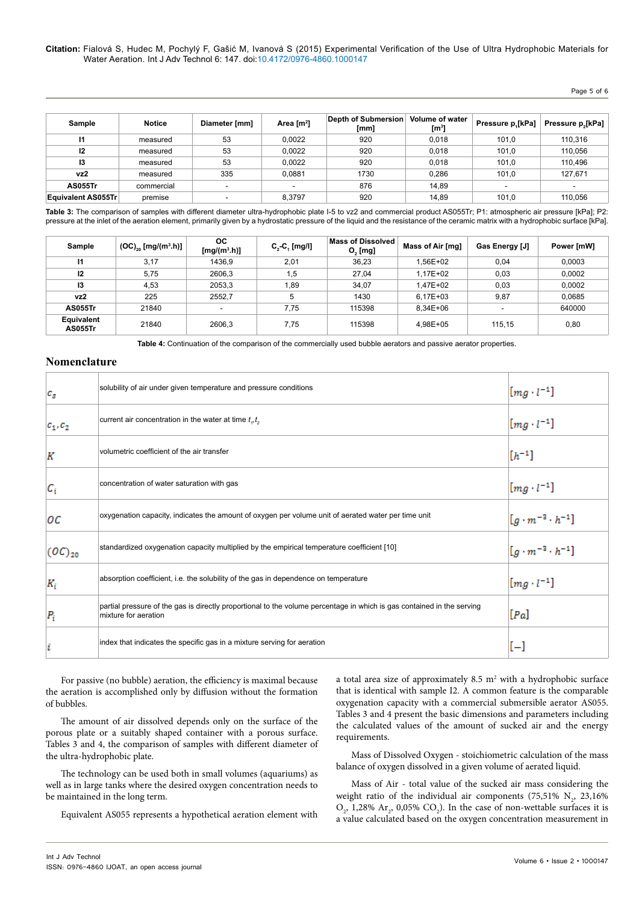| Sample | Notice | Diameter [mm] | Area [m$^2$] | Depth of Submersion [mm] | Volume of water [m$^3$] | Pressure $p_1$[kPa] | Pressure $p_2$[kPa] |
|---|---|---|---|---|---|---|---|
| **I1** | measured | 53 | 0,0022 | 920 | 0,018 | 101,0 | 110,316 |
| **I2** | measured | 53 | 0,0022 | 920 | 0,018 | 101,0 | 110,056 |
| **I3** | measured | 53 | 0,0022 | 920 | 0,018 | 101,0 | 110,496 |
| **vz2** | measured | 335 | 0,0881 | 1730 | 0,286 | 101,0 | 127,671 |
| **AS055Tr** | commercial | - | - | 876 | 14,89 | - | - |
| **Equivalent AS055Tr** | premise | - | 8,3797 | 920 | 14,89 | 101,0 | 110,056 |

**Table 3:** The comparison of samples with different diameter ultra-hydrophobic plate I-5 to vz2 and commercial product AS055Tr; P1: atmospheric air pressure [kPa]; P2: pressure at the inlet of the aeration element, primarily given by a hydrostatic pressure of the liquid and the resistance of the ceramic matrix with a hydrophobic surface [kPa].

| Sample | $(OC)_{20}$ [mg/(m$^3$.h)] | OC [mg/(m$^3$.h)] | $C_2$-$C_1$ [mg/l] | Mass of Dissolved $O_2$ [mg] | Mass of Air [mg] | Gas Energy [J] | Power [mW] |
|---|---|---|---|---|---|---|---|
| **I1** | 3,17 | 1436,9 | 2,01 | 36,23 | 1,56E+02 | 0,04 | 0,0003 |
| **I2** | 5,75 | 2606,3 | 1,5 | 27,04 | 1,17E+02 | 0,03 | 0,0002 |
| **I3** | 4,53 | 2053,3 | 1,89 | 34,07 | 1,47E+02 | 0,03 | 0,0002 |
| **vz2** | 225 | 2552,7 | 5 | 1430 | 6,17E+03 | 9,87 | 0,0685 |
| **AS055Tr** | 21840 | - | 7,75 | 115398 | 8,34E+06 | - | 640000 |
| **Equivalent AS055Tr** | 21840 | 2606,3 | 7,75 | 115398 | 4,98E+05 | 115,15 | 0,80 |

**Table 4:** Continuation of the comparison of the commercially used bubble aerators and passive aerator properties.

## Nomenclature

| | | |
|---|---|---|
| $c_s$ | solubility of air under given temperature and pressure conditions | $[mg \cdot l^{-1}]$ |
| $c_1, c_2$ | current air concentration in the water at time $t_1, t_2$ | $[mg \cdot l^{-1}]$ |
| $K$ | volumetric coefficient of the air transfer | $[h^{-1}]$ |
| $C_i$ | concentration of water saturation with gas | $[mg \cdot l^{-1}]$ |
| $OC$ | oxygenation capacity, indicates the amount of oxygen per volume unit of aerated water per time unit | $[g \cdot m^{-3} \cdot h^{-1}]$ |
| $(OC)_{20}$ | standardized oxygenation capacity multiplied by the empirical temperature coefficient [10] | $[g \cdot m^{-3} \cdot h^{-1}]$ |
| $K_i$ | absorption coefficient, i.e. the solubility of the gas in dependence on temperature | $[mg \cdot l^{-1}]$ |
| $P_i$ | partial pressure of the gas is directly proportional to the volume percentage in which is gas contained in the serving mixture for aeration | $[Pa]$ |
| $i$ | index that indicates the specific gas in a mixture serving for aeration | $[-]$ |

For passive (no bubble) aeration, the efficiency is maximal because the aeration is accomplished only by diffusion without the formation of bubbles.

The amount of air dissolved depends only on the surface of the porous plate or a suitably shaped container with a porous surface. Tables 3 and 4, the comparison of samples with different diameter of the ultra-hydrophobic plate.

The technology can be used both in small volumes (aquariums) as well as in large tanks where the desired oxygen concentration needs to be maintained in the long term.

Equivalent AS055 represents a hypothetical aeration element with a total area size of approximately 8.5 m$^2$ with a hydrophobic surface that is identical with sample I2. A common feature is the comparable oxygenation capacity with a commercial submersible aerator AS055. Tables 3 and 4 present the basic dimensions and parameters including the calculated values of the amount of sucked air and the energy requirements.

Mass of Dissolved Oxygen - stoichiometric calculation of the mass balance of oxygen dissolved in a given volume of aerated liquid.

Mass of Air - total value of the sucked air mass considering the weight ratio of the individual air components (75,51% $N_2$, 23,16% $O_2$, 1,28% $Ar_2$, 0,05% $CO_2$). In the case of non-wettable surfaces it is a value calculated based on the oxygen concentration measurement in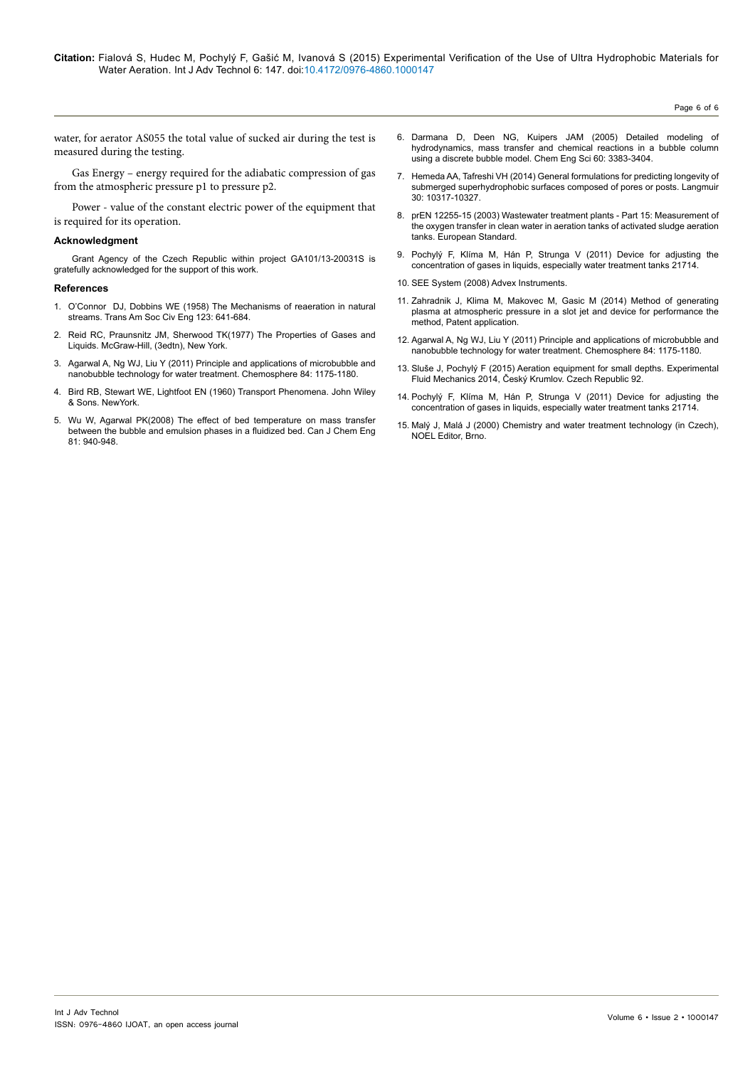water, for aerator AS055 the total value of sucked air during the test is measured during the testing.

Gas Energy – energy required for the adiabatic compression of gas from the atmospheric pressure p1 to pressure p2.

Power - value of the constant electric power of the equipment that is required for its operation.

### Acknowledgment

Grant Agency of the Czech Republic within project GA101/13-20031S is gratefully acknowledged for the support of this work.

### References

1. O'Connor DJ, Dobbins WE (1958) The Mechanisms of reaeration in natural streams. Trans Am Soc Civ Eng 123: 641-684.
2. Reid RC, Praunsnitz JM, Sherwood TK(1977) The Properties of Gases and Liquids. McGraw-Hill, (3edtn), New York.
3. Agarwal A, Ng WJ, Liu Y (2011) Principle and applications of microbubble and nanobubble technology for water treatment. Chemosphere 84: 1175-1180.
4. Bird RB, Stewart WE, Lightfoot EN (1960) Transport Phenomena. John Wiley & Sons. NewYork.
5. Wu W, Agarwal PK(2008) The effect of bed temperature on mass transfer between the bubble and emulsion phases in a fluidized bed. Can J Chem Eng 81: 940-948.
6. Darmana D, Deen NG, Kuipers JAM (2005) Detailed modeling of hydrodynamics, mass transfer and chemical reactions in a bubble column using a discrete bubble model. Chem Eng Sci 60: 3383-3404.
7. Hemeda AA, Tafreshi VH (2014) General formulations for predicting longevity of submerged superhydrophobic surfaces composed of pores or posts. Langmuir 30: 10317-10327.
8. prEN 12255-15 (2003) Wastewater treatment plants - Part 15: Measurement of the oxygen transfer in clean water in aeration tanks of activated sludge aeration tanks. European Standard.
9. Pochylý F, Klíma M, Hán P, Strunga V (2011) Device for adjusting the concentration of gases in liquids, especially water treatment tanks 21714.
10. SEE System (2008) Advex Instruments.
11. Zahradnik J, Klima M, Makovec M, Gasic M (2014) Method of generating plasma at atmospheric pressure in a slot jet and device for performance the method, Patent application.
12. Agarwal A, Ng WJ, Liu Y (2011) Principle and applications of microbubble and nanobubble technology for water treatment. Chemosphere 84: 1175-1180.
13. Sluše J, Pochylý F (2015) Aeration equipment for small depths. Experimental Fluid Mechanics 2014, Český Krumlov. Czech Republic 92.
14. Pochylý F, Klíma M, Hán P, Strunga V (2011) Device for adjusting the concentration of gases in liquids, especially water treatment tanks 21714.
15. Malý J, Malá J (2000) Chemistry and water treatment technology (in Czech), NOEL Editor, Brno.